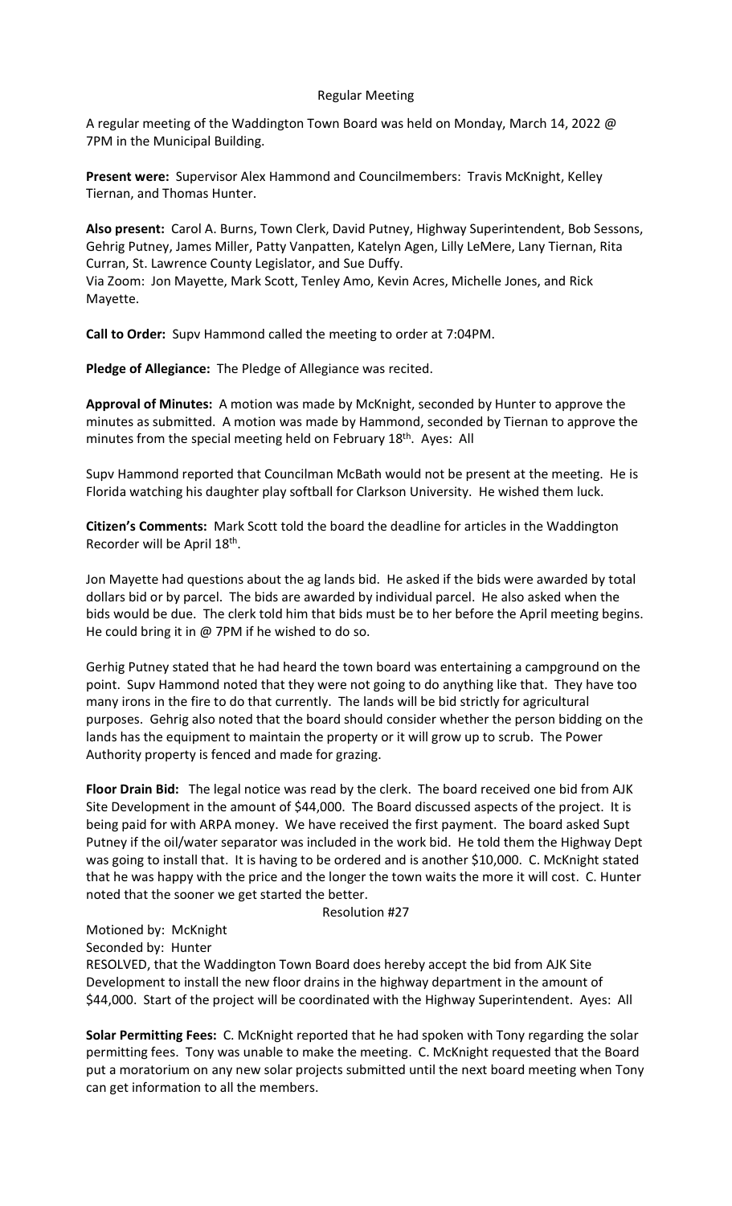# Regular Meeting

A regular meeting of the Waddington Town Board was held on Monday, March 14, 2022 @ 7PM in the Municipal Building.

**Present were:** Supervisor Alex Hammond and Councilmembers: Travis McKnight, Kelley Tiernan, and Thomas Hunter.

**Also present:** Carol A. Burns, Town Clerk, David Putney, Highway Superintendent, Bob Sessons, Gehrig Putney, James Miller, Patty Vanpatten, Katelyn Agen, Lilly LeMere, Lany Tiernan, Rita Curran, St. Lawrence County Legislator, and Sue Duffy.
Via Zoom: Jon Mayette, Mark Scott, Tenley Amo, Kevin Acres, Michelle Jones, and Rick Mayette.

**Call to Order:** Supv Hammond called the meeting to order at 7:04PM.

**Pledge of Allegiance:** The Pledge of Allegiance was recited.

**Approval of Minutes:** A motion was made by McKnight, seconded by Hunter to approve the minutes as submitted. A motion was made by Hammond, seconded by Tiernan to approve the minutes from the special meeting held on February 18th. Ayes: All

Supv Hammond reported that Councilman McBath would not be present at the meeting. He is Florida watching his daughter play softball for Clarkson University. He wished them luck.

**Citizen's Comments:** Mark Scott told the board the deadline for articles in the Waddington Recorder will be April 18th.

Jon Mayette had questions about the ag lands bid. He asked if the bids were awarded by total dollars bid or by parcel. The bids are awarded by individual parcel. He also asked when the bids would be due. The clerk told him that bids must be to her before the April meeting begins. He could bring it in @ 7PM if he wished to do so.

Gerhig Putney stated that he had heard the town board was entertaining a campground on the point. Supv Hammond noted that they were not going to do anything like that. They have too many irons in the fire to do that currently. The lands will be bid strictly for agricultural purposes. Gehrig also noted that the board should consider whether the person bidding on the lands has the equipment to maintain the property or it will grow up to scrub. The Power Authority property is fenced and made for grazing.

**Floor Drain Bid:** The legal notice was read by the clerk. The board received one bid from AJK Site Development in the amount of $44,000. The Board discussed aspects of the project. It is being paid for with ARPA money. We have received the first payment. The board asked Supt Putney if the oil/water separator was included in the work bid. He told them the Highway Dept was going to install that. It is having to be ordered and is another $10,000. C. McKnight stated that he was happy with the price and the longer the town waits the more it will cost. C. Hunter noted that the sooner we get started the better.

Resolution #27

Motioned by: McKnight
Seconded by: Hunter
RESOLVED, that the Waddington Town Board does hereby accept the bid from AJK Site Development to install the new floor drains in the highway department in the amount of $44,000. Start of the project will be coordinated with the Highway Superintendent. Ayes: All

**Solar Permitting Fees:** C. McKnight reported that he had spoken with Tony regarding the solar permitting fees. Tony was unable to make the meeting. C. McKnight requested that the Board put a moratorium on any new solar projects submitted until the next board meeting when Tony can get information to all the members.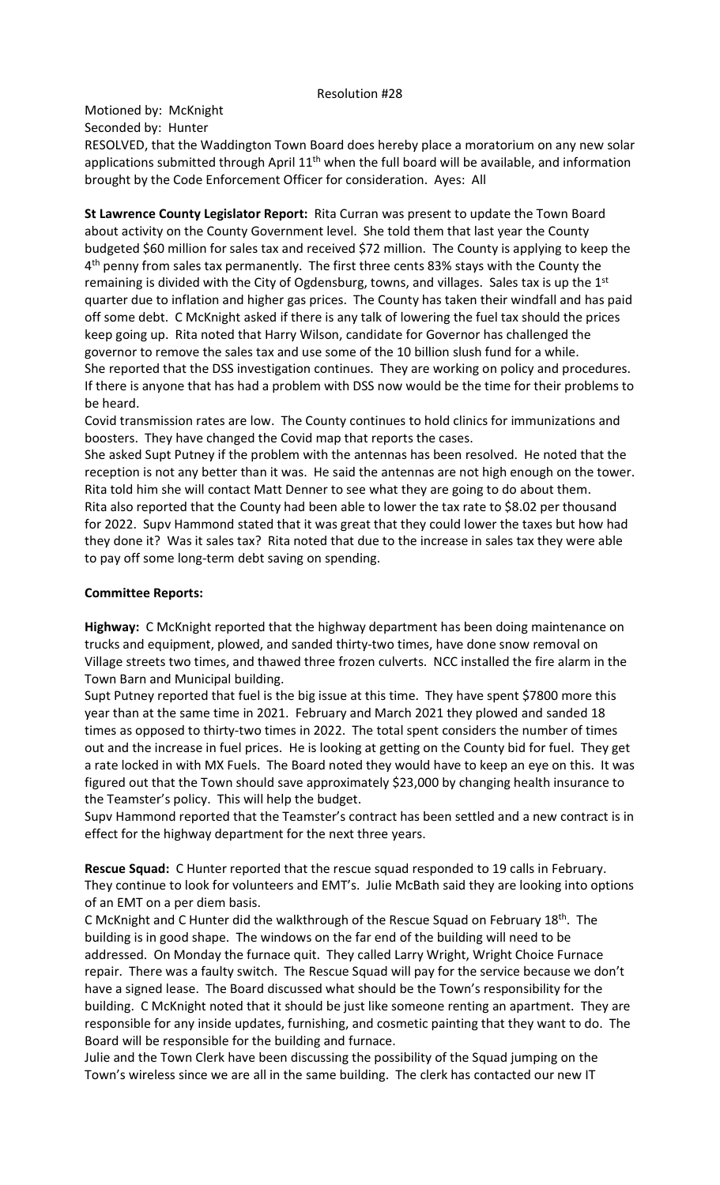Resolution #28

Motioned by: McKnight
Seconded by: Hunter
RESOLVED, that the Waddington Town Board does hereby place a moratorium on any new solar applications submitted through April 11th when the full board will be available, and information brought by the Code Enforcement Officer for consideration. Ayes: All

**St Lawrence County Legislator Report:** Rita Curran was present to update the Town Board about activity on the County Government level. She told them that last year the County budgeted $60 million for sales tax and received $72 million. The County is applying to keep the 4th penny from sales tax permanently. The first three cents 83% stays with the County the remaining is divided with the City of Ogdensburg, towns, and villages. Sales tax is up the 1st quarter due to inflation and higher gas prices. The County has taken their windfall and has paid off some debt. C McKnight asked if there is any talk of lowering the fuel tax should the prices keep going up. Rita noted that Harry Wilson, candidate for Governor has challenged the governor to remove the sales tax and use some of the 10 billion slush fund for a while.
She reported that the DSS investigation continues. They are working on policy and procedures. If there is anyone that has had a problem with DSS now would be the time for their problems to be heard.
Covid transmission rates are low. The County continues to hold clinics for immunizations and boosters. They have changed the Covid map that reports the cases.
She asked Supt Putney if the problem with the antennas has been resolved. He noted that the reception is not any better than it was. He said the antennas are not high enough on the tower. Rita told him she will contact Matt Denner to see what they are going to do about them.
Rita also reported that the County had been able to lower the tax rate to $8.02 per thousand for 2022. Supv Hammond stated that it was great that they could lower the taxes but how had they done it? Was it sales tax? Rita noted that due to the increase in sales tax they were able to pay off some long-term debt saving on spending.

**Committee Reports:**

**Highway:** C McKnight reported that the highway department has been doing maintenance on trucks and equipment, plowed, and sanded thirty-two times, have done snow removal on Village streets two times, and thawed three frozen culverts. NCC installed the fire alarm in the Town Barn and Municipal building.
Supt Putney reported that fuel is the big issue at this time. They have spent $7800 more this year than at the same time in 2021. February and March 2021 they plowed and sanded 18 times as opposed to thirty-two times in 2022. The total spent considers the number of times out and the increase in fuel prices. He is looking at getting on the County bid for fuel. They get a rate locked in with MX Fuels. The Board noted they would have to keep an eye on this. It was figured out that the Town should save approximately $23,000 by changing health insurance to the Teamster's policy. This will help the budget.
Supv Hammond reported that the Teamster's contract has been settled and a new contract is in effect for the highway department for the next three years.

**Rescue Squad:** C Hunter reported that the rescue squad responded to 19 calls in February. They continue to look for volunteers and EMT's. Julie McBath said they are looking into options of an EMT on a per diem basis.
C McKnight and C Hunter did the walkthrough of the Rescue Squad on February 18th. The building is in good shape. The windows on the far end of the building will need to be addressed. On Monday the furnace quit. They called Larry Wright, Wright Choice Furnace repair. There was a faulty switch. The Rescue Squad will pay for the service because we don't have a signed lease. The Board discussed what should be the Town's responsibility for the building. C McKnight noted that it should be just like someone renting an apartment. They are responsible for any inside updates, furnishing, and cosmetic painting that they want to do. The Board will be responsible for the building and furnace.
Julie and the Town Clerk have been discussing the possibility of the Squad jumping on the Town's wireless since we are all in the same building. The clerk has contacted our new IT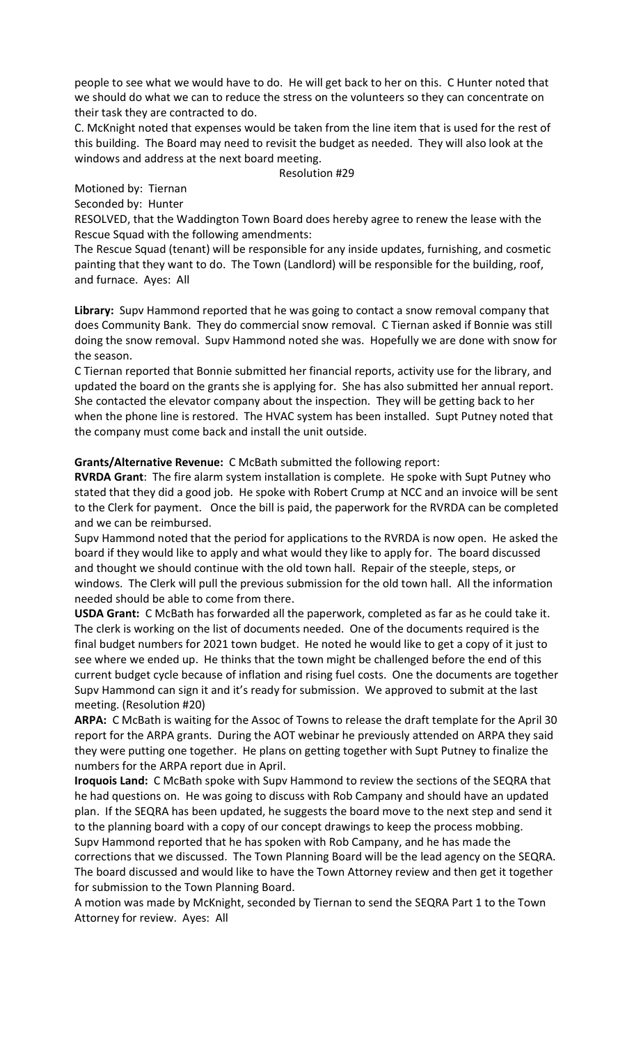people to see what we would have to do. He will get back to her on this. C Hunter noted that we should do what we can to reduce the stress on the volunteers so they can concentrate on their task they are contracted to do.

C. McKnight noted that expenses would be taken from the line item that is used for the rest of this building. The Board may need to revisit the budget as needed. They will also look at the windows and address at the next board meeting.

Resolution #29

Motioned by: Tiernan

Seconded by: Hunter

RESOLVED, that the Waddington Town Board does hereby agree to renew the lease with the Rescue Squad with the following amendments:

The Rescue Squad (tenant) will be responsible for any inside updates, furnishing, and cosmetic painting that they want to do. The Town (Landlord) will be responsible for the building, roof, and furnace. Ayes: All

**Library:** Supv Hammond reported that he was going to contact a snow removal company that does Community Bank. They do commercial snow removal. C Tiernan asked if Bonnie was still doing the snow removal. Supv Hammond noted she was. Hopefully we are done with snow for the season.

C Tiernan reported that Bonnie submitted her financial reports, activity use for the library, and updated the board on the grants she is applying for. She has also submitted her annual report. She contacted the elevator company about the inspection. They will be getting back to her when the phone line is restored. The HVAC system has been installed. Supt Putney noted that the company must come back and install the unit outside.

**Grants/Alternative Revenue:** C McBath submitted the following report:

**RVRDA Grant**: The fire alarm system installation is complete. He spoke with Supt Putney who stated that they did a good job. He spoke with Robert Crump at NCC and an invoice will be sent to the Clerk for payment. Once the bill is paid, the paperwork for the RVRDA can be completed and we can be reimbursed.

Supv Hammond noted that the period for applications to the RVRDA is now open. He asked the board if they would like to apply and what would they like to apply for. The board discussed and thought we should continue with the old town hall. Repair of the steeple, steps, or windows. The Clerk will pull the previous submission for the old town hall. All the information needed should be able to come from there.

**USDA Grant:** C McBath has forwarded all the paperwork, completed as far as he could take it. The clerk is working on the list of documents needed. One of the documents required is the final budget numbers for 2021 town budget. He noted he would like to get a copy of it just to see where we ended up. He thinks that the town might be challenged before the end of this current budget cycle because of inflation and rising fuel costs. One the documents are together Supv Hammond can sign it and it's ready for submission. We approved to submit at the last meeting. (Resolution #20)

**ARPA:** C McBath is waiting for the Assoc of Towns to release the draft template for the April 30 report for the ARPA grants. During the AOT webinar he previously attended on ARPA they said they were putting one together. He plans on getting together with Supt Putney to finalize the numbers for the ARPA report due in April.

**Iroquois Land:** C McBath spoke with Supv Hammond to review the sections of the SEQRA that he had questions on. He was going to discuss with Rob Campany and should have an updated plan. If the SEQRA has been updated, he suggests the board move to the next step and send it to the planning board with a copy of our concept drawings to keep the process mobbing. Supv Hammond reported that he has spoken with Rob Campany, and he has made the corrections that we discussed. The Town Planning Board will be the lead agency on the SEQRA. The board discussed and would like to have the Town Attorney review and then get it together for submission to the Town Planning Board.

A motion was made by McKnight, seconded by Tiernan to send the SEQRA Part 1 to the Town Attorney for review. Ayes: All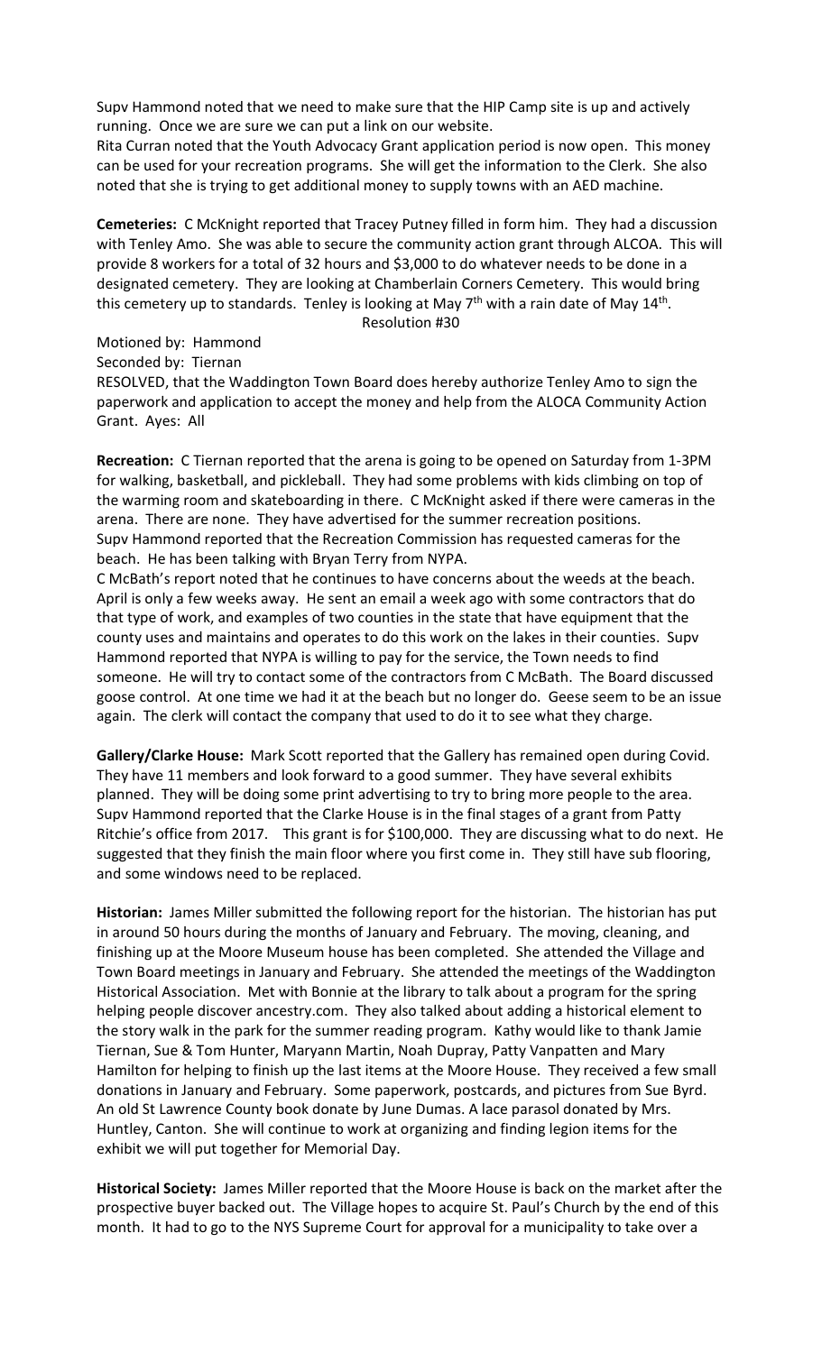Supv Hammond noted that we need to make sure that the HIP Camp site is up and actively running. Once we are sure we can put a link on our website.
Rita Curran noted that the Youth Advocacy Grant application period is now open. This money can be used for your recreation programs. She will get the information to the Clerk. She also noted that she is trying to get additional money to supply towns with an AED machine.

**Cemeteries:** C McKnight reported that Tracey Putney filled in form him. They had a discussion with Tenley Amo. She was able to secure the community action grant through ALCOA. This will provide 8 workers for a total of 32 hours and $3,000 to do whatever needs to be done in a designated cemetery. They are looking at Chamberlain Corners Cemetery. This would bring this cemetery up to standards. Tenley is looking at May 7th with a rain date of May 14th.

Resolution #30

Motioned by: Hammond
Seconded by: Tiernan
RESOLVED, that the Waddington Town Board does hereby authorize Tenley Amo to sign the paperwork and application to accept the money and help from the ALOCA Community Action Grant. Ayes: All

**Recreation:** C Tiernan reported that the arena is going to be opened on Saturday from 1-3PM for walking, basketball, and pickleball. They had some problems with kids climbing on top of the warming room and skateboarding in there. C McKnight asked if there were cameras in the arena. There are none. They have advertised for the summer recreation positions.
Supv Hammond reported that the Recreation Commission has requested cameras for the beach. He has been talking with Bryan Terry from NYPA.
C McBath's report noted that he continues to have concerns about the weeds at the beach. April is only a few weeks away. He sent an email a week ago with some contractors that do that type of work, and examples of two counties in the state that have equipment that the county uses and maintains and operates to do this work on the lakes in their counties. Supv Hammond reported that NYPA is willing to pay for the service, the Town needs to find someone. He will try to contact some of the contractors from C McBath. The Board discussed goose control. At one time we had it at the beach but no longer do. Geese seem to be an issue again. The clerk will contact the company that used to do it to see what they charge.

**Gallery/Clarke House:** Mark Scott reported that the Gallery has remained open during Covid. They have 11 members and look forward to a good summer. They have several exhibits planned. They will be doing some print advertising to try to bring more people to the area. Supv Hammond reported that the Clarke House is in the final stages of a grant from Patty Ritchie's office from 2017. This grant is for $100,000. They are discussing what to do next. He suggested that they finish the main floor where you first come in. They still have sub flooring, and some windows need to be replaced.

**Historian:** James Miller submitted the following report for the historian. The historian has put in around 50 hours during the months of January and February. The moving, cleaning, and finishing up at the Moore Museum house has been completed. She attended the Village and Town Board meetings in January and February. She attended the meetings of the Waddington Historical Association. Met with Bonnie at the library to talk about a program for the spring helping people discover ancestry.com. They also talked about adding a historical element to the story walk in the park for the summer reading program. Kathy would like to thank Jamie Tiernan, Sue & Tom Hunter, Maryann Martin, Noah Dupray, Patty Vanpatten and Mary Hamilton for helping to finish up the last items at the Moore House. They received a few small donations in January and February. Some paperwork, postcards, and pictures from Sue Byrd. An old St Lawrence County book donate by June Dumas. A lace parasol donated by Mrs. Huntley, Canton. She will continue to work at organizing and finding legion items for the exhibit we will put together for Memorial Day.

**Historical Society:** James Miller reported that the Moore House is back on the market after the prospective buyer backed out. The Village hopes to acquire St. Paul's Church by the end of this month. It had to go to the NYS Supreme Court for approval for a municipality to take over a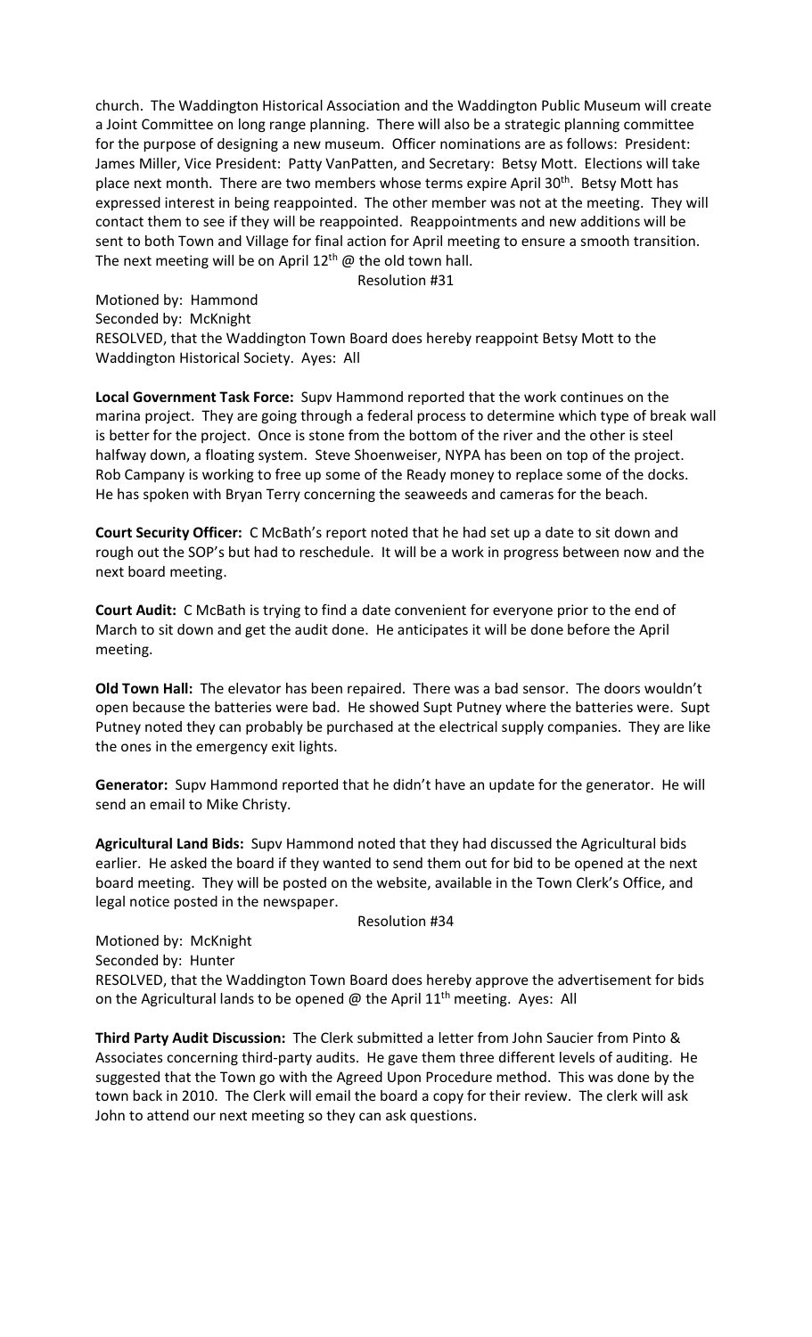church. The Waddington Historical Association and the Waddington Public Museum will create a Joint Committee on long range planning. There will also be a strategic planning committee for the purpose of designing a new museum. Officer nominations are as follows: President: James Miller, Vice President: Patty VanPatten, and Secretary: Betsy Mott. Elections will take place next month. There are two members whose terms expire April 30th. Betsy Mott has expressed interest in being reappointed. The other member was not at the meeting. They will contact them to see if they will be reappointed. Reappointments and new additions will be sent to both Town and Village for final action for April meeting to ensure a smooth transition. The next meeting will be on April 12th @ the old town hall.

Resolution #31

Motioned by: Hammond
Seconded by: McKnight
RESOLVED, that the Waddington Town Board does hereby reappoint Betsy Mott to the Waddington Historical Society. Ayes: All

**Local Government Task Force:** Supv Hammond reported that the work continues on the marina project. They are going through a federal process to determine which type of break wall is better for the project. Once is stone from the bottom of the river and the other is steel halfway down, a floating system. Steve Shoenweiser, NYPA has been on top of the project. Rob Campany is working to free up some of the Ready money to replace some of the docks. He has spoken with Bryan Terry concerning the seaweeds and cameras for the beach.

**Court Security Officer:** C McBath's report noted that he had set up a date to sit down and rough out the SOP's but had to reschedule. It will be a work in progress between now and the next board meeting.

**Court Audit:** C McBath is trying to find a date convenient for everyone prior to the end of March to sit down and get the audit done. He anticipates it will be done before the April meeting.

**Old Town Hall:** The elevator has been repaired. There was a bad sensor. The doors wouldn't open because the batteries were bad. He showed Supt Putney where the batteries were. Supt Putney noted they can probably be purchased at the electrical supply companies. They are like the ones in the emergency exit lights.

**Generator:** Supv Hammond reported that he didn't have an update for the generator. He will send an email to Mike Christy.

**Agricultural Land Bids:** Supv Hammond noted that they had discussed the Agricultural bids earlier. He asked the board if they wanted to send them out for bid to be opened at the next board meeting. They will be posted on the website, available in the Town Clerk's Office, and legal notice posted in the newspaper.

Resolution #34

Motioned by: McKnight
Seconded by: Hunter
RESOLVED, that the Waddington Town Board does hereby approve the advertisement for bids on the Agricultural lands to be opened @ the April 11th meeting. Ayes: All

**Third Party Audit Discussion:** The Clerk submitted a letter from John Saucier from Pinto & Associates concerning third-party audits. He gave them three different levels of auditing. He suggested that the Town go with the Agreed Upon Procedure method. This was done by the town back in 2010. The Clerk will email the board a copy for their review. The clerk will ask John to attend our next meeting so they can ask questions.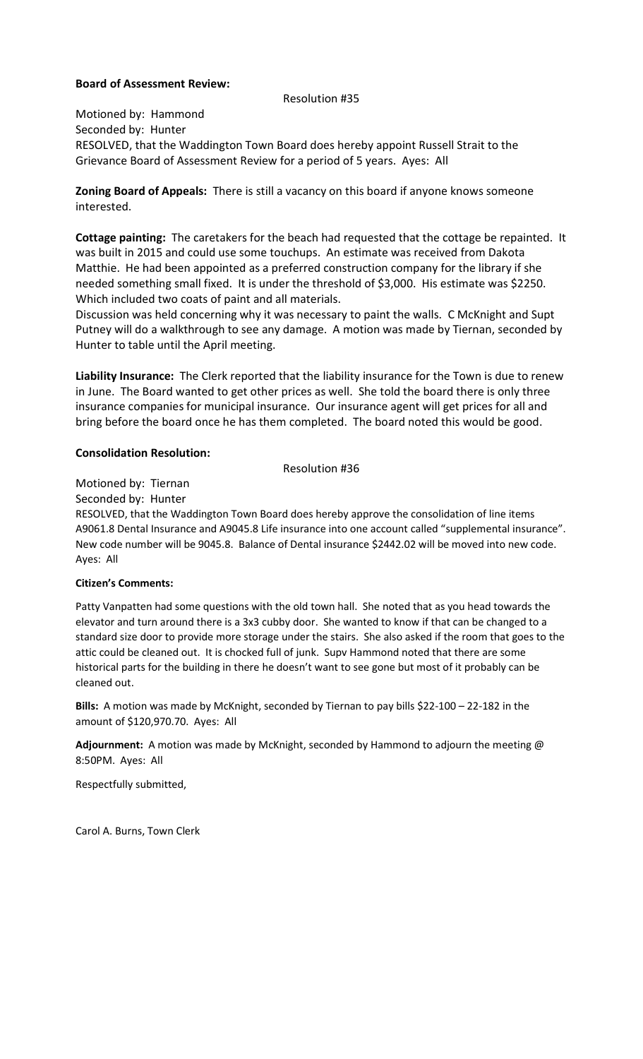**Board of Assessment Review:**

Resolution #35

Motioned by: Hammond
Seconded by: Hunter
RESOLVED, that the Waddington Town Board does hereby appoint Russell Strait to the Grievance Board of Assessment Review for a period of 5 years. Ayes: All

**Zoning Board of Appeals:** There is still a vacancy on this board if anyone knows someone interested.

**Cottage painting:** The caretakers for the beach had requested that the cottage be repainted. It was built in 2015 and could use some touchups. An estimate was received from Dakota Matthie. He had been appointed as a preferred construction company for the library if she needed something small fixed. It is under the threshold of $3,000. His estimate was $2250. Which included two coats of paint and all materials.
Discussion was held concerning why it was necessary to paint the walls. C McKnight and Supt Putney will do a walkthrough to see any damage. A motion was made by Tiernan, seconded by Hunter to table until the April meeting.

**Liability Insurance:** The Clerk reported that the liability insurance for the Town is due to renew in June. The Board wanted to get other prices as well. She told the board there is only three insurance companies for municipal insurance. Our insurance agent will get prices for all and bring before the board once he has them completed. The board noted this would be good.

**Consolidation Resolution:**

Resolution #36

Motioned by: Tiernan
Seconded by: Hunter
RESOLVED, that the Waddington Town Board does hereby approve the consolidation of line items A9061.8 Dental Insurance and A9045.8 Life insurance into one account called "supplemental insurance". New code number will be 9045.8. Balance of Dental insurance $2442.02 will be moved into new code. Ayes: All

**Citizen's Comments:**

Patty Vanpatten had some questions with the old town hall. She noted that as you head towards the elevator and turn around there is a 3x3 cubby door. She wanted to know if that can be changed to a standard size door to provide more storage under the stairs. She also asked if the room that goes to the attic could be cleaned out. It is chocked full of junk. Supv Hammond noted that there are some historical parts for the building in there he doesn't want to see gone but most of it probably can be cleaned out.

**Bills:** A motion was made by McKnight, seconded by Tiernan to pay bills $22-100 – 22-182 in the amount of $120,970.70. Ayes: All

**Adjournment:** A motion was made by McKnight, seconded by Hammond to adjourn the meeting @ 8:50PM. Ayes: All

Respectfully submitted,

Carol A. Burns, Town Clerk